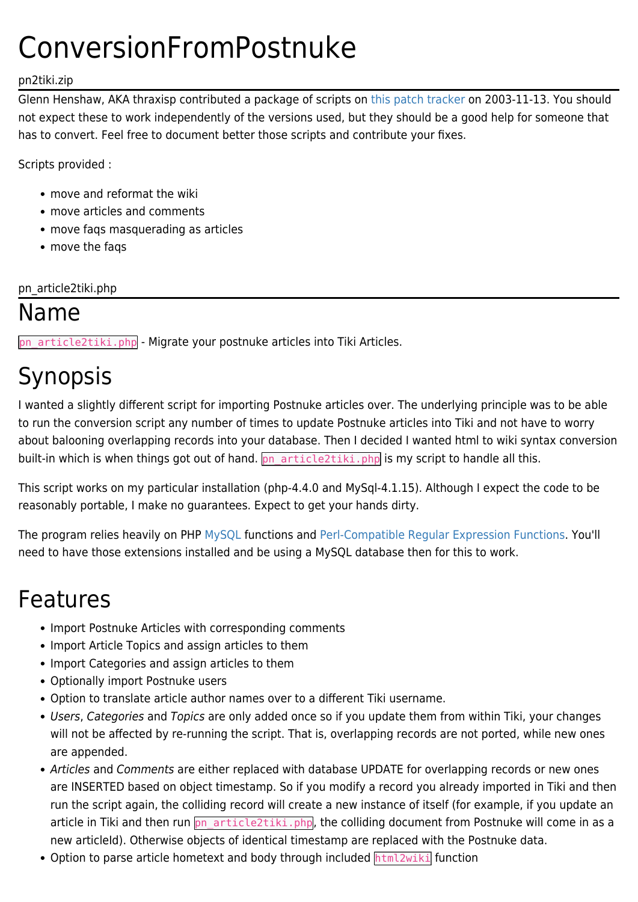# ConversionFromPostnuke

pn2tiki.zip

Glenn Henshaw, AKA thraxisp contributed a package of scripts on this patch tracker on 2003-11-13. You should not expect these to work independently of the versions used, but they should be a good help for someone that has to convert. Feel free to document better those scripts and contribute your fixes.

Scripts provided :

- move and reformat the wiki
- move articles and comments
- move faqs masquerading as articles
- move the faqs

pn_article2tiki.php

# Name

`pn_article2tiki.php` - Migrate your postnuke articles into Tiki Articles.

# Synopsis

I wanted a slightly different script for importing Postnuke articles over. The underlying principle was to be able to run the conversion script any number of times to update Postnuke articles into Tiki and not have to worry about balooning overlapping records into your database. Then I decided I wanted html to wiki syntax conversion built-in which is when things got out of hand. `pn_article2tiki.php` is my script to handle all this.

This script works on my particular installation (php-4.4.0 and MySql-4.1.15). Although I expect the code to be reasonably portable, I make no guarantees. Expect to get your hands dirty.

The program relies heavily on PHP MySQL functions and Perl-Compatible Regular Expression Functions. You'll need to have those extensions installed and be using a MySQL database then for this to work.

# Features

- Import Postnuke Articles with corresponding comments
- Import Article Topics and assign articles to them
- Import Categories and assign articles to them
- Optionally import Postnuke users
- Option to translate article author names over to a different Tiki username.
- *Users*, *Categories* and *Topics* are only added once so if you update them from within Tiki, your changes will not be affected by re-running the script. That is, overlapping records are not ported, while new ones are appended.
- *Articles* and *Comments* are either replaced with database UPDATE for overlapping records or new ones are INSERTED based on object timestamp. So if you modify a record you already imported in Tiki and then run the script again, the colliding record will create a new instance of itself (for example, if you update an article in Tiki and then run `pn_article2tiki.php`, the colliding document from Postnuke will come in as a new articleId). Otherwise objects of identical timestamp are replaced with the Postnuke data.
- Option to parse article hometext and body through included `html2wiki` function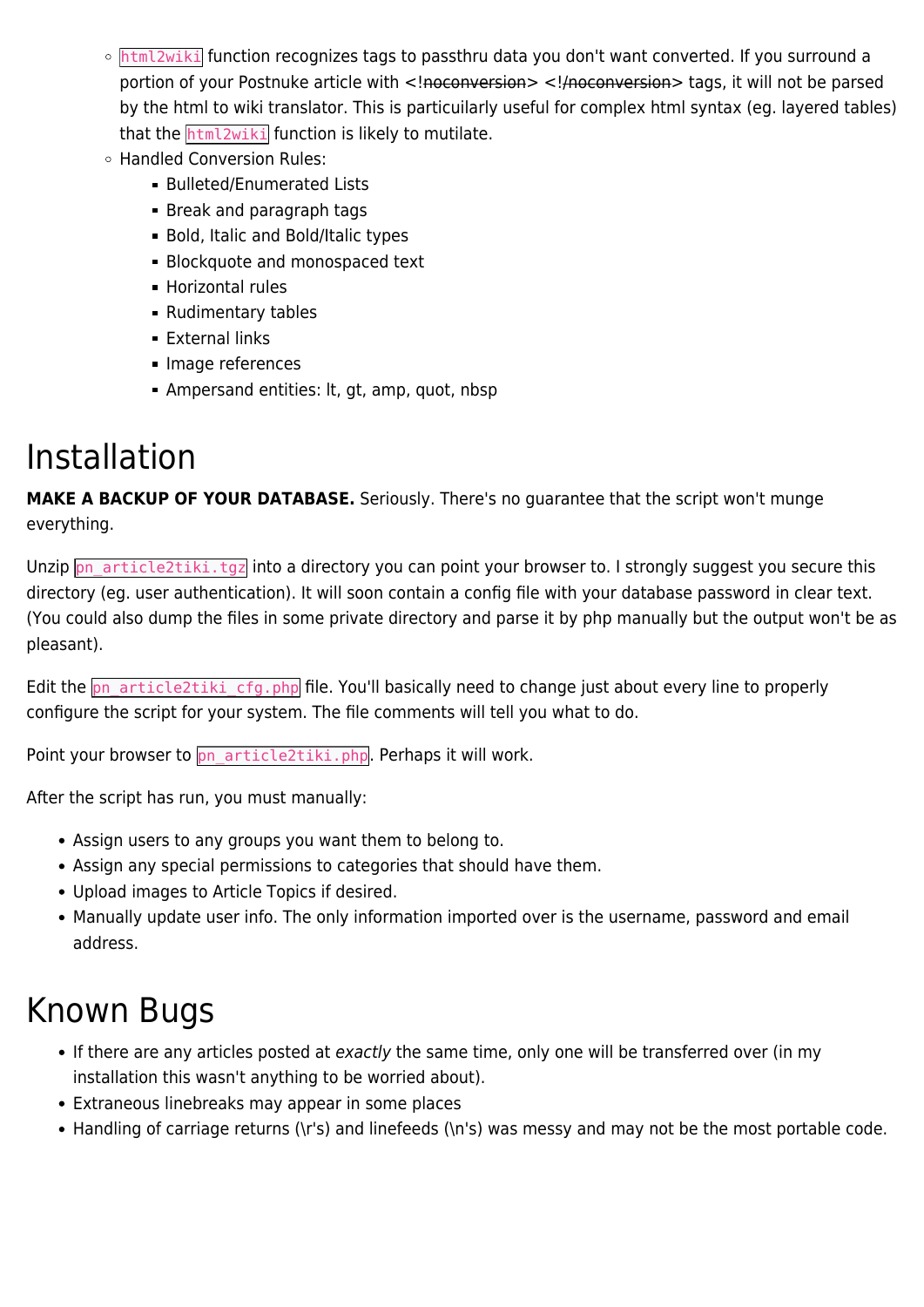- `html2wiki` function recognizes tags to passthru data you don't want converted. If you surround a portion of your Postnuke article with <!~~noconversion~~> <!~~/noconversion~~> tags, it will not be parsed by the html to wiki translator. This is particuilarly useful for complex html syntax (eg. layered tables) that the `html2wiki` function is likely to mutilate.
  - Handled Conversion Rules:
    - Bulleted/Enumerated Lists
    - Break and paragraph tags
    - Bold, Italic and Bold/Italic types
    - Blockquote and monospaced text
    - Horizontal rules
    - Rudimentary tables
    - External links
    - Image references
    - Ampersand entities: lt, gt, amp, quot, nbsp

# Installation

**MAKE A BACKUP OF YOUR DATABASE.** Seriously. There's no guarantee that the script won't munge everything.

Unzip `pn_article2tiki.tgz` into a directory you can point your browser to. I strongly suggest you secure this directory (eg. user authentication). It will soon contain a config file with your database password in clear text. (You could also dump the files in some private directory and parse it by php manually but the output won't be as pleasant).

Edit the `pn_article2tiki_cfg.php` file. You'll basically need to change just about every line to properly configure the script for your system. The file comments will tell you what to do.

Point your browser to `pn_article2tiki.php`. Perhaps it will work.

After the script has run, you must manually:

- Assign users to any groups you want them to belong to.
- Assign any special permissions to categories that should have them.
- Upload images to Article Topics if desired.
- Manually update user info. The only information imported over is the username, password and email address.

# Known Bugs

- If there are any articles posted at *exactly* the same time, only one will be transferred over (in my installation this wasn't anything to be worried about).
- Extraneous linebreaks may appear in some places
- Handling of carriage returns (\r's) and linefeeds (\n's) was messy and may not be the most portable code.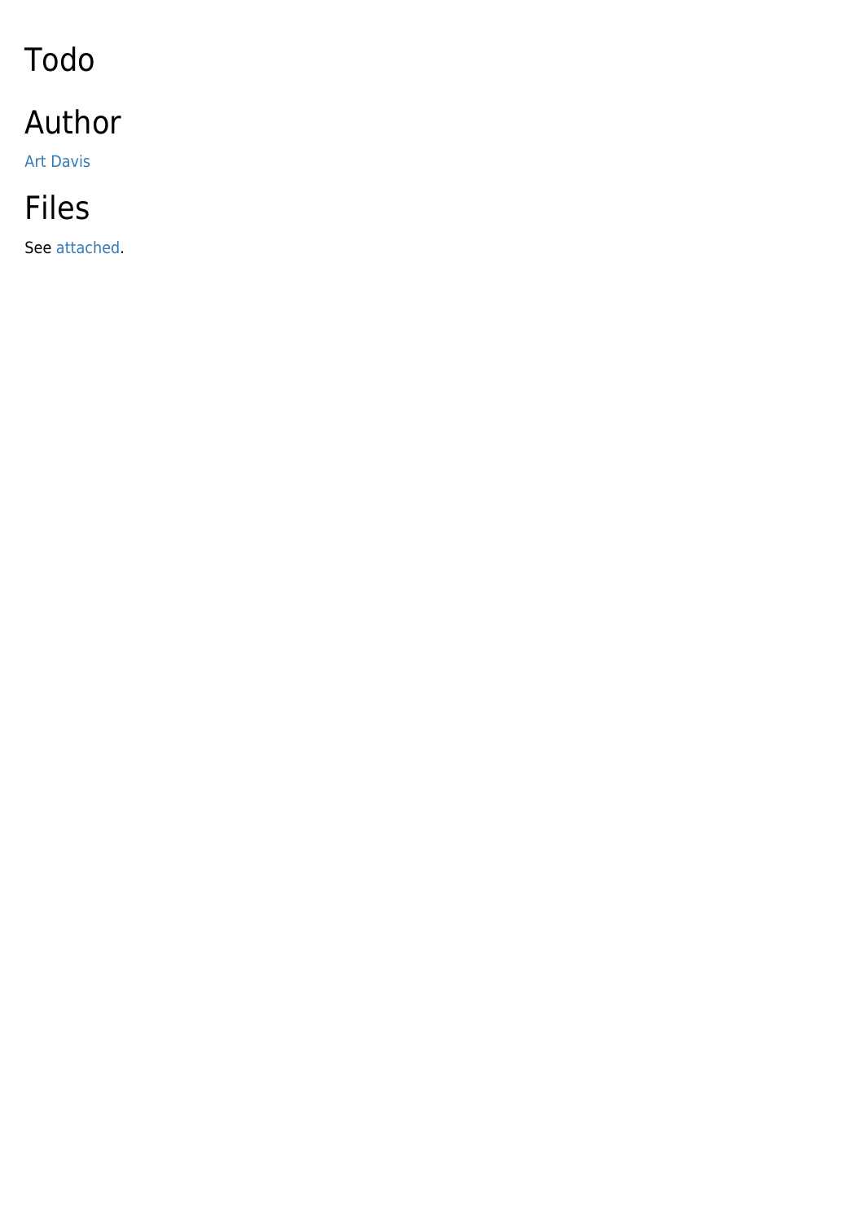# Todo

# Author

Art Davis

# Files

See attached.